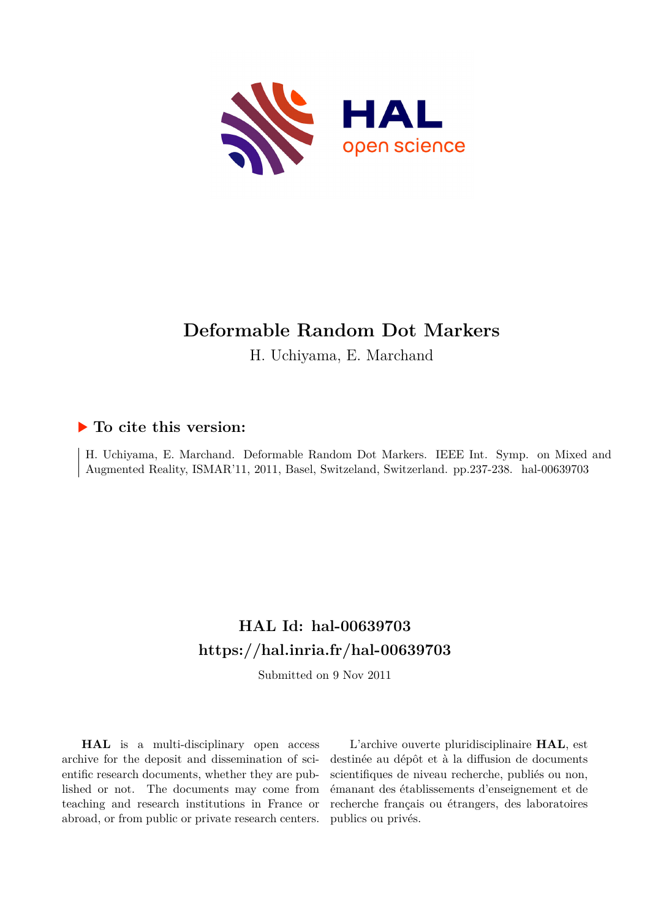# Deformable Random Dot Markers

H. Uchiyama, E. Marchand

## ▶ To cite this version:

H. Uchiyama, E. Marchand. Deformable Random Dot Markers. IEEE Int. Symp. on Mixed and Augmented Reality, ISMAR'11, 2011, Basel, Switzerland, Switzerland. pp.237-238. hal-00639703

## HAL Id: hal-00639703

## https://hal.inria.fr/hal-00639703

Submitted on 9 Nov 2011

**HAL** is a multi-disciplinary open access archive for the deposit and dissemination of scientific research documents, whether they are published or not. The documents may come from teaching and research institutions in France or abroad, or from public or private research centers.

L'archive ouverte pluridisciplinaire **HAL**, est destinée au dépôt et à la diffusion de documents scientifiques de niveau recherche, publiés ou non, émanant des établissements d'enseignement et de recherche français ou étrangers, des laboratoires publics ou privés.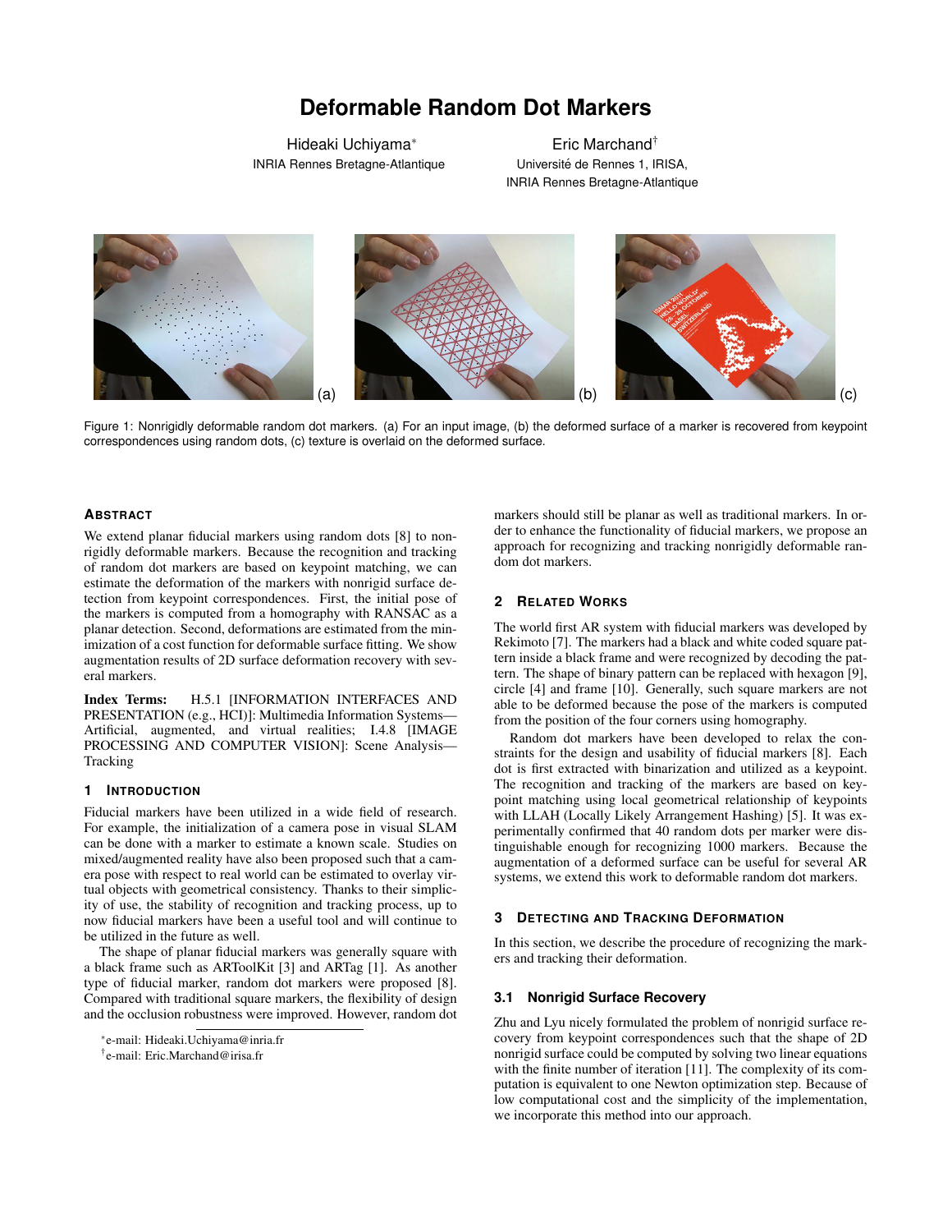# Deformable Random Dot Markers

Hideaki Uchiyama*
INRIA Rennes Bretagne-Atlantique

Eric Marchand†
Université de Rennes 1, IRISA,
INRIA Rennes Bretagne-Atlantique

Figure 1: Nonrigidly deformable random dot markers. (a) For an input image, (b) the deformed surface of a marker is recovered from keypoint correspondences using random dots, (c) texture is overlaid on the deformed surface.

## Abstract

We extend planar fiducial markers using random dots [8] to nonrigidly deformable markers. Because the recognition and tracking of random dot markers are based on keypoint matching, we can estimate the deformation of the markers with nonrigid surface detection from keypoint correspondences. First, the initial pose of the markers is computed from a homography with RANSAC as a planar detection. Second, deformations are estimated from the minimization of a cost function for deformable surface fitting. We show augmentation results of 2D surface deformation recovery with several markers.

**Index Terms:** H.5.1 [INFORMATION INTERFACES AND PRESENTATION (e.g., HCI)]: Multimedia Information Systems—Artificial, augmented, and virtual realities; I.4.8 [IMAGE PROCESSING AND COMPUTER VISION]: Scene Analysis—Tracking

## 1 Introduction

Fiducial markers have been utilized in a wide field of research. For example, the initialization of a camera pose in visual SLAM can be done with a marker to estimate a known scale. Studies on mixed/augmented reality have also been proposed such that a camera pose with respect to real world can be estimated to overlay virtual objects with geometrical consistency. Thanks to their simplicity of use, the stability of recognition and tracking process, up to now fiducial markers have been a useful tool and will continue to be utilized in the future as well.

The shape of planar fiducial markers was generally square with a black frame such as ARToolKit [3] and ARTag [1]. As another type of fiducial marker, random dot markers were proposed [8]. Compared with traditional square markers, the flexibility of design and the occlusion robustness were improved. However, random dot markers should still be planar as well as traditional markers. In order to enhance the functionality of fiducial markers, we propose an approach for recognizing and tracking nonrigidly deformable random dot markers.

## 2 Related Works

The world first AR system with fiducial markers was developed by Rekimoto [7]. The markers had a black and white coded square pattern inside a black frame and were recognized by decoding the pattern. The shape of binary pattern can be replaced with hexagon [9], circle [4] and frame [10]. Generally, such square markers are not able to be deformed because the pose of the markers is computed from the position of the four corners using homography.

Random dot markers have been developed to relax the constraints for the design and usability of fiducial markers [8]. Each dot is first extracted with binarization and utilized as a keypoint. The recognition and tracking of the markers are based on keypoint matching using local geometrical relationship of keypoints with LLAH (Locally Likely Arrangement Hashing) [5]. It was experimentally confirmed that 40 random dots per marker were distinguishable enough for recognizing 1000 markers. Because the augmentation of a deformed surface can be useful for several AR systems, we extend this work to deformable random dot markers.

## 3 Detecting and Tracking Deformation

In this section, we describe the procedure of recognizing the markers and tracking their deformation.

### 3.1 Nonrigid Surface Recovery

Zhu and Lyu nicely formulated the problem of nonrigid surface recovery from keypoint correspondences such that the shape of 2D nonrigid surface could be computed by solving two linear equations with the finite number of iteration [11]. The complexity of its computation is equivalent to one Newton optimization step. Because of low computational cost and the simplicity of the implementation, we incorporate this method into our approach.

*e-mail: Hideaki.Uchiyama@inria.fr
†e-mail: Eric.Marchand@irisa.fr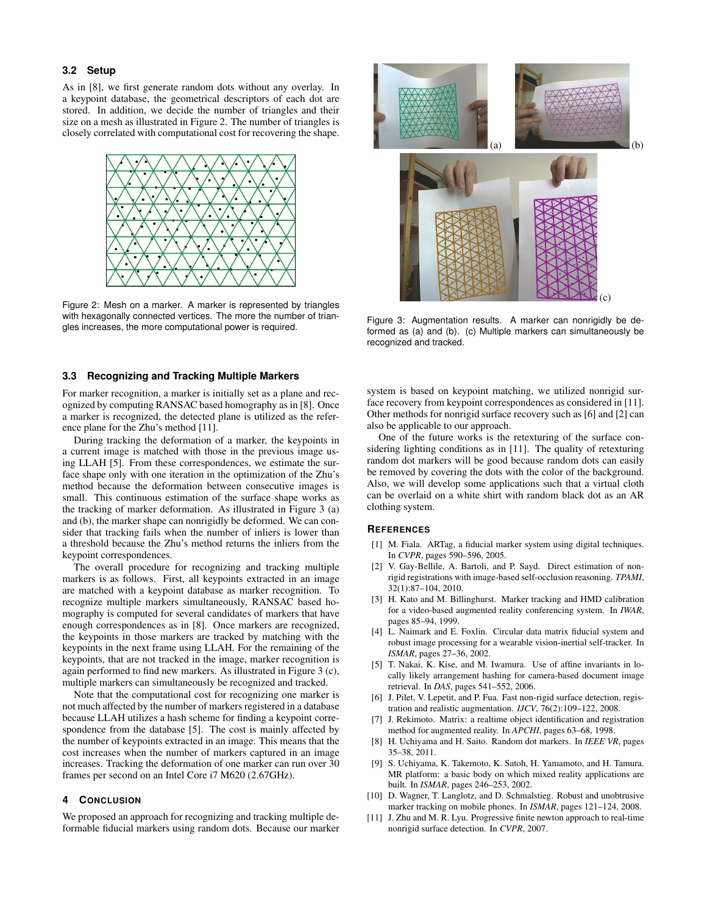### 3.2 Setup

As in [8], we first generate random dots without any overlay. In a keypoint database, the geometrical descriptors of each dot are stored. In addition, we decide the number of triangles and their size on a mesh as illustrated in Figure 2. The number of triangles is closely correlated with computational cost for recovering the shape.

Figure 2: Mesh on a marker. A marker is represented by triangles with hexagonally connected vertices. The more the number of triangles increases, the more computational power is required.

### 3.3 Recognizing and Tracking Multiple Markers

For marker recognition, a marker is initially set as a plane and recognized by computing RANSAC based homography as in [8]. Once a marker is recognized, the detected plane is utilized as the reference plane for the Zhu's method [11].

During tracking the deformation of a marker, the keypoints in a current image is matched with those in the previous image using LLAH [5]. From these correspondences, we estimate the surface shape only with one iteration in the optimization of the Zhu's method because the deformation between consecutive images is small. This continuous estimation of the surface shape works as the tracking of marker deformation. As illustrated in Figure 3 (a) and (b), the marker shape can nonrigidly be deformed. We can consider that tracking fails when the number of inliers is lower than a threshold because the Zhu's method returns the inliers from the keypoint correspondences.

The overall procedure for recognizing and tracking multiple markers is as follows. First, all keypoints extracted in an image are matched with a keypoint database as marker recognition. To recognize multiple markers simultaneously, RANSAC based homography is computed for several candidates of markers that have enough correspondences as in [8]. Once markers are recognized, the keypoints in those markers are tracked by matching with the keypoints in the next frame using LLAH. For the remaining of the keypoints, that are not tracked in the image, marker recognition is again performed to find new markers. As illustrated in Figure 3 (c), multiple markers can simultaneously be recognized and tracked.

Note that the computational cost for recognizing one marker is not much affected by the number of markers registered in a database because LLAH utilizes a hash scheme for finding a keypoint correspondence from the database [5]. The cost is mainly affected by the number of keypoints extracted in an image. This means that the cost increases when the number of markers captured in an image increases. Tracking the deformation of one marker can run over 30 frames per second on an Intel Core i7 M620 (2.67GHz).

## 4 Conclusion

We proposed an approach for recognizing and tracking multiple deformable fiducial markers using random dots. Because our marker system is based on keypoint matching, we utilized nonrigid surface recovery from keypoint correspondences as considered in [11]. Other methods for nonrigid surface recovery such as [6] and [2] can also be applicable to our approach.

One of the future works is the retexturing of the surface considering lighting conditions as in [11]. The quality of retexturing random dot markers will be good because random dots can easily be removed by covering the dots with the color of the background. Also, we will develop some applications such that a virtual cloth can be overlaid on a white shirt with random black dot as an AR clothing system.

Figure 3: Augmentation results. A marker can nonrigidly be deformed as (a) and (b). (c) Multiple markers can simultaneously be recognized and tracked.

## References

[1] M. Fiala. ARTag, a fiducial marker system using digital techniques. In *CVPR*, pages 590–596, 2005.

[2] V. Gay-Bellile, A. Bartoli, and P. Sayd. Direct estimation of nonrigid registrations with image-based self-occlusion reasoning. *TPAMI*, 32(1):87–104, 2010.

[3] H. Kato and M. Billinghurst. Marker tracking and HMD calibration for a video-based augmented reality conferencing system. In *IWAR*, pages 85–94, 1999.

[4] L. Naimark and E. Foxlin. Circular data matrix fiducial system and robust image processing for a wearable vision-inertial self-tracker. In *ISMAR*, pages 27–36, 2002.

[5] T. Nakai, K. Kise, and M. Iwamura. Use of affine invariants in locally likely arrangement hashing for camera-based document image retrieval. In *DAS*, pages 541–552, 2006.

[6] J. Pilet, V. Lepetit, and P. Fua. Fast non-rigid surface detection, registration and realistic augmentation. *IJCV*, 76(2):109–122, 2008.

[7] J. Rekimoto. Matrix: a realtime object identification and registration method for augmented reality. In *APCHI*, pages 63–68, 1998.

[8] H. Uchiyama and H. Saito. Random dot markers. In *IEEE VR*, pages 35–38, 2011.

[9] S. Uchiyama, K. Takemoto, K. Satoh, H. Yamamoto, and H. Tamura. MR platform: a basic body on which mixed reality applications are built. In *ISMAR*, pages 246–253, 2002.

[10] D. Wagner, T. Langlotz, and D. Schmalstieg. Robust and unobtrusive marker tracking on mobile phones. In *ISMAR*, pages 121–124, 2008.

[11] J. Zhu and M. R. Lyu. Progressive finite newton approach to real-time nonrigid surface detection. In *CVPR*, 2007.